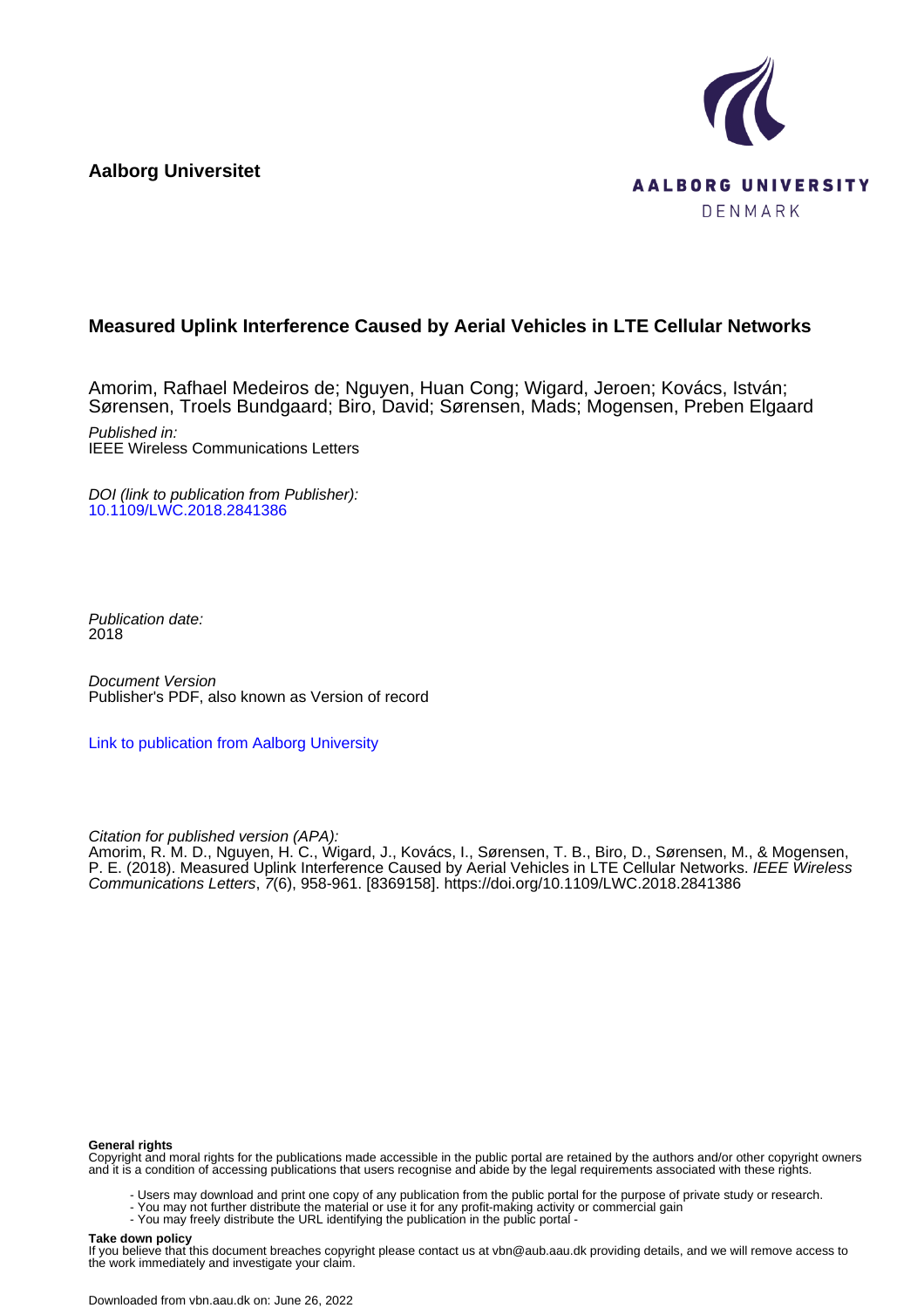**Aalborg Universitet**

AALBORG UNIVERSITY
DENMARK

# Measured Uplink Interference Caused by Aerial Vehicles in LTE Cellular Networks

Amorim, Rafhael Medeiros de; Nguyen, Huan Cong; Wigard, Jeroen; Kovács, István; Sørensen, Troels Bundgaard; Biro, David; Sørensen, Mads; Mogensen, Preben Elgaard

*Published in:*
IEEE Wireless Communications Letters

*DOI (link to publication from Publisher):*
10.1109/LWC.2018.2841386

*Publication date:*
2018

*Document Version*
Publisher's PDF, also known as Version of record

Link to publication from Aalborg University

*Citation for published version (APA):*
Amorim, R. M. D., Nguyen, H. C., Wigard, J., Kovács, I., Sørensen, T. B., Biro, D., Sørensen, M., & Mogensen, P. E. (2018). Measured Uplink Interference Caused by Aerial Vehicles in LTE Cellular Networks. *IEEE Wireless Communications Letters*, *7*(6), 958-961. [8369158]. https://doi.org/10.1109/LWC.2018.2841386

**General rights**
Copyright and moral rights for the publications made accessible in the public portal are retained by the authors and/or other copyright owners and it is a condition of accessing publications that users recognise and abide by the legal requirements associated with these rights.

- Users may download and print one copy of any publication from the public portal for the purpose of private study or research.
- You may not further distribute the material or use it for any profit-making activity or commercial gain
- You may freely distribute the URL identifying the publication in the public portal -

**Take down policy**
If you believe that this document breaches copyright please contact us at vbn@aub.aau.dk providing details, and we will remove access to the work immediately and investigate your claim.

Downloaded from vbn.aau.dk on: June 26, 2022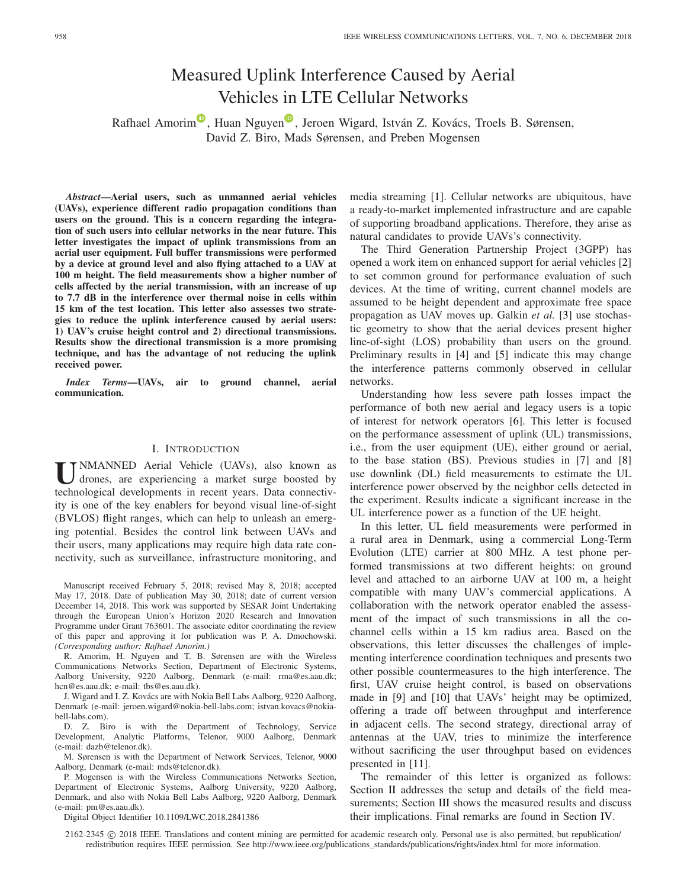# Measured Uplink Interference Caused by Aerial Vehicles in LTE Cellular Networks

Rafhael Amorim, Huan Nguyen, Jeroen Wigard, István Z. Kovács, Troels B. Sørensen, David Z. Biro, Mads Sørensen, and Preben Mogensen

***Abstract*—Aerial users, such as unmanned aerial vehicles (UAVs), experience different radio propagation conditions than users on the ground. This is a concern regarding the integration of such users into cellular networks in the near future. This letter investigates the impact of uplink transmissions from an aerial user equipment. Full buffer transmissions were performed by a device at ground level and also flying attached to a UAV at 100 m height. The field measurements show a higher number of cells affected by the aerial transmission, with an increase of up to 7.7 dB in the interference over thermal noise in cells within 15 km of the test location. This letter also assesses two strategies to reduce the uplink interference caused by aerial users: 1) UAV's cruise height control and 2) directional transmissions. Results show the directional transmission is a more promising technique, and has the advantage of not reducing the uplink received power.**

***Index Terms*—UAVs, air to ground channel, aerial communication.**

## I. Introduction

Unmanned Aerial Vehicle (UAVs), also known as drones, are experiencing a market surge boosted by technological developments in recent years. Data connectivity is one of the key enablers for beyond visual line-of-sight (BVLOS) flight ranges, which can help to unleash an emerging potential. Besides the control link between UAVs and their users, many applications may require high data rate connectivity, such as surveillance, infrastructure monitoring, and media streaming [1]. Cellular networks are ubiquitous, have a ready-to-market implemented infrastructure and are capable of supporting broadband applications. Therefore, they arise as natural candidates to provide UAVs's connectivity.

The Third Generation Partnership Project (3GPP) has opened a work item on enhanced support for aerial vehicles [2] to set common ground for performance evaluation of such devices. At the time of writing, current channel models are assumed to be height dependent and approximate free space propagation as UAV moves up. Galkin *et al.* [3] use stochastic geometry to show that the aerial devices present higher line-of-sight (LOS) probability than users on the ground. Preliminary results in [4] and [5] indicate this may change the interference patterns commonly observed in cellular networks.

Understanding how less severe path losses impact the performance of both new aerial and legacy users is a topic of interest for network operators [6]. This letter is focused on the performance assessment of uplink (UL) transmissions, i.e., from the user equipment (UE), either ground or aerial, to the base station (BS). Previous studies in [7] and [8] use downlink (DL) field measurements to estimate the UL interference power observed by the neighbor cells detected in the experiment. Results indicate a significant increase in the UL interference power as a function of the UE height.

In this letter, UL field measurements were performed in a rural area in Denmark, using a commercial Long-Term Evolution (LTE) carrier at 800 MHz. A test phone performed transmissions at two different heights: on ground level and attached to an airborne UAV at 100 m, a height compatible with many UAV's commercial applications. A collaboration with the network operator enabled the assessment of the impact of such transmissions in all the co-channel cells within a 15 km radius area. Based on the observations, this letter discusses the challenges of implementing interference coordination techniques and presents two other possible countermeasures to the high interference. The first, UAV cruise height control, is based on observations made in [9] and [10] that UAVs' height may be optimized, offering a trade off between throughput and interference in adjacent cells. The second strategy, directional array of antennas at the UAV, tries to minimize the interference without sacrificing the user throughput based on evidences presented in [11].

The remainder of this letter is organized as follows: Section II addresses the setup and details of the field measurements; Section III shows the measured results and discuss their implications. Final remarks are found in Section IV.

Manuscript received February 5, 2018; revised May 8, 2018; accepted May 17, 2018. Date of publication May 30, 2018; date of current version December 14, 2018. This work was supported by SESAR Joint Undertaking through the European Union's Horizon 2020 Research and Innovation Programme under Grant 763601. The associate editor coordinating the review of this paper and approving it for publication was P. A. Dmochowski. *(Corresponding author: Rafhael Amorim.)*

R. Amorim, H. Nguyen and T. B. Sørensen are with the Wireless Communications Networks Section, Department of Electronic Systems, Aalborg University, 9220 Aalborg, Denmark (e-mail: rma@es.aau.dk; hcn@es.aau.dk; e-mail: tbs@es.aau.dk).

J. Wigard and I. Z. Kovács are with Nokia Bell Labs Aalborg, 9220 Aalborg, Denmark (e-mail: jeroen.wigard@nokia-bell-labs.com; istvan.kovacs@nokia-bell-labs.com).

D. Z. Biro is with the Department of Technology, Service Development, Analytic Platforms, Telenor, 9000 Aalborg, Denmark (e-mail: dazb@telenor.dk).

M. Sørensen is with the Department of Network Services, Telenor, 9000 Aalborg, Denmark (e-mail: mds@telenor.dk).

P. Mogensen is with the Wireless Communications Networks Section, Department of Electronic Systems, Aalborg University, 9220 Aalborg, Denmark, and also with Nokia Bell Labs Aalborg, 9220 Aalborg, Denmark (e-mail: pm@es.aau.dk).

Digital Object Identifier 10.1109/LWC.2018.2841386

2162-2345 © 2018 IEEE. Translations and content mining are permitted for academic research only. Personal use is also permitted, but republication/redistribution requires IEEE permission. See http://www.ieee.org/publications_standards/publications/rights/index.html for more information.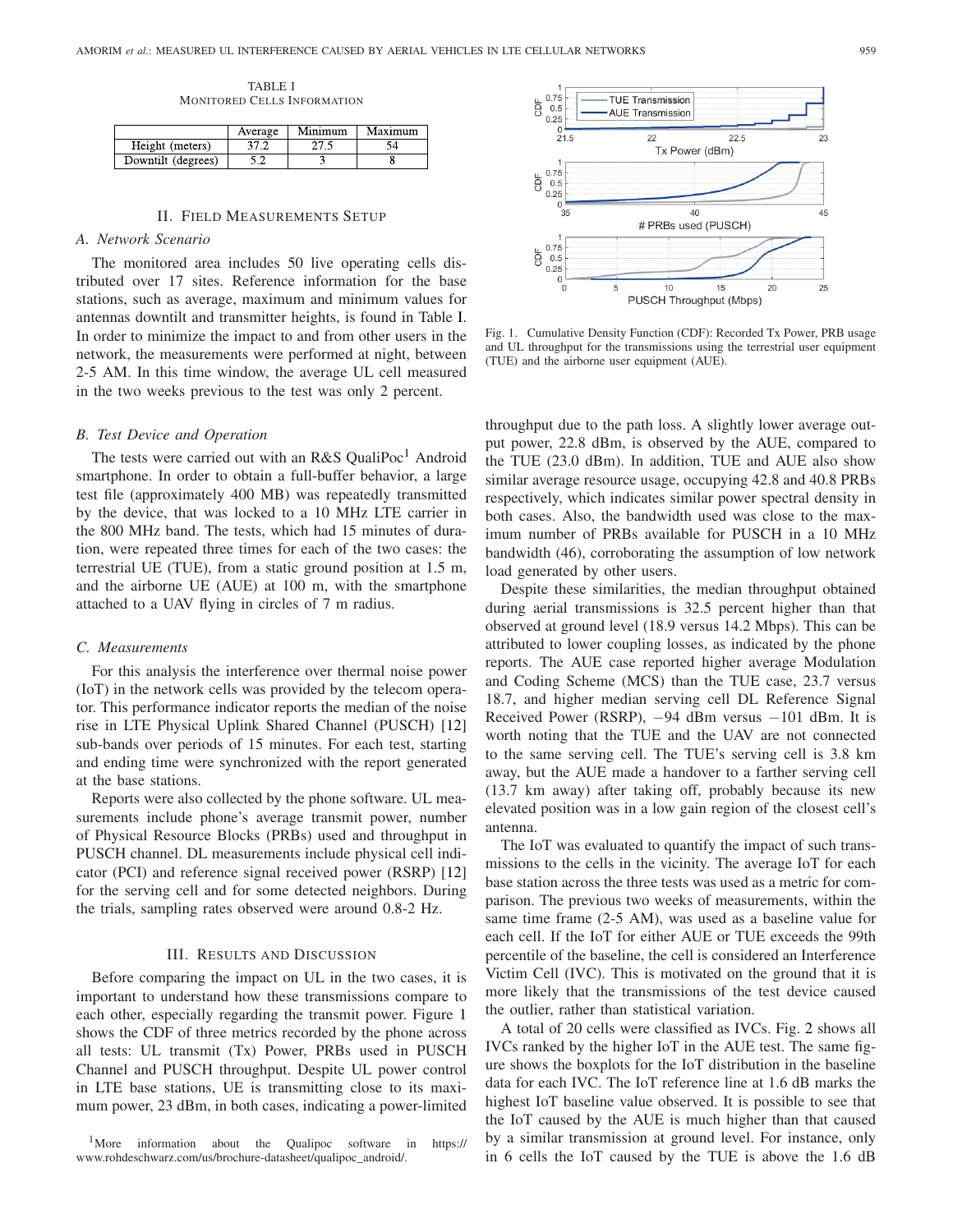TABLE I
MONITORED CELLS INFORMATION

| | Average | Minimum | Maximum |
|---|---|---|---|
| Height (meters) | 37.2 | 27.5 | 54 |
| Downtilt (degrees) | 5.2 | 3 | 8 |

## II. Field Measurements Setup

### A. Network Scenario

The monitored area includes 50 live operating cells distributed over 17 sites. Reference information for the base stations, such as average, maximum and minimum values for antennas downtilt and transmitter heights, is found in Table I. In order to minimize the impact to and from other users in the network, the measurements were performed at night, between 2-5 AM. In this time window, the average UL cell measured in the two weeks previous to the test was only 2 percent.

### B. Test Device and Operation

The tests were carried out with an R&S QualiPoc[1] Android smartphone. In order to obtain a full-buffer behavior, a large test file (approximately 400 MB) was repeatedly transmitted by the device, that was locked to a 10 MHz LTE carrier in the 800 MHz band. The tests, which had 15 minutes of duration, were repeated three times for each of the two cases: the terrestrial UE (TUE), from a static ground position at 1.5 m, and the airborne UE (AUE) at 100 m, with the smartphone attached to a UAV flying in circles of 7 m radius.

### C. Measurements

For this analysis the interference over thermal noise power (IoT) in the network cells was provided by the telecom operator. This performance indicator reports the median of the noise rise in LTE Physical Uplink Shared Channel (PUSCH) [12] sub-bands over periods of 15 minutes. For each test, starting and ending time were synchronized with the report generated at the base stations.

Reports were also collected by the phone software. UL measurements include phone's average transmit power, number of Physical Resource Blocks (PRBs) used and throughput in PUSCH channel. DL measurements include physical cell indicator (PCI) and reference signal received power (RSRP) [12] for the serving cell and for some detected neighbors. During the trials, sampling rates observed were around 0.8-2 Hz.

## III. Results and Discussion

Before comparing the impact on UL in the two cases, it is important to understand how these transmissions compare to each other, especially regarding the transmit power. Figure 1 shows the CDF of three metrics recorded by the phone across all tests: UL transmit (Tx) Power, PRBs used in PUSCH Channel and PUSCH throughput. Despite UL power control in LTE base stations, UE is transmitting close to its maximum power, 23 dBm, in both cases, indicating a power-limited throughput due to the path loss. A slightly lower average output power, 22.8 dBm, is observed by the AUE, compared to the TUE (23.0 dBm). In addition, TUE and AUE also show similar average resource usage, occupying 42.8 and 40.8 PRBs respectively, which indicates similar power spectral density in both cases. Also, the bandwidth used was close to the maximum number of PRBs available for PUSCH in a 10 MHz bandwidth (46), corroborating the assumption of low network load generated by other users.

Fig. 1. Cumulative Density Function (CDF): Recorded Tx Power, PRB usage and UL throughput for the transmissions using the terrestrial user equipment (TUE) and the airborne user equipment (AUE).

Despite these similarities, the median throughput obtained during aerial transmissions is 32.5 percent higher than that observed at ground level (18.9 versus 14.2 Mbps). This can be attributed to lower coupling losses, as indicated by the phone reports. The AUE case reported higher average Modulation and Coding Scheme (MCS) than the TUE case, 23.7 versus 18.7, and higher median serving cell DL Reference Signal Received Power (RSRP), −94 dBm versus −101 dBm. It is worth noting that the TUE and the UAV are not connected to the same serving cell. The TUE's serving cell is 3.8 km away, but the AUE made a handover to a farther serving cell (13.7 km away) after taking off, probably because its new elevated position was in a low gain region of the closest cell's antenna.

The IoT was evaluated to quantify the impact of such transmissions to the cells in the vicinity. The average IoT for each base station across the three tests was used as a metric for comparison. The previous two weeks of measurements, within the same time frame (2-5 AM), was used as a baseline value for each cell. If the IoT for either AUE or TUE exceeds the 99th percentile of the baseline, the cell is considered an Interference Victim Cell (IVC). This is motivated on the ground that it is more likely that the transmissions of the test device caused the outlier, rather than statistical variation.

A total of 20 cells were classified as IVCs. Fig. 2 shows all IVCs ranked by the higher IoT in the AUE test. The same figure shows the boxplots for the IoT distribution in the baseline data for each IVC. The IoT reference line at 1.6 dB marks the highest IoT baseline value observed. It is possible to see that the IoT caused by the AUE is much higher than that caused by a similar transmission at ground level. For instance, only in 6 cells the IoT caused by the TUE is above the 1.6 dB

[1]More information about the Qualipoc software in https://www.rohdeschwarz.com/us/brochure-datasheet/qualipoc_android/.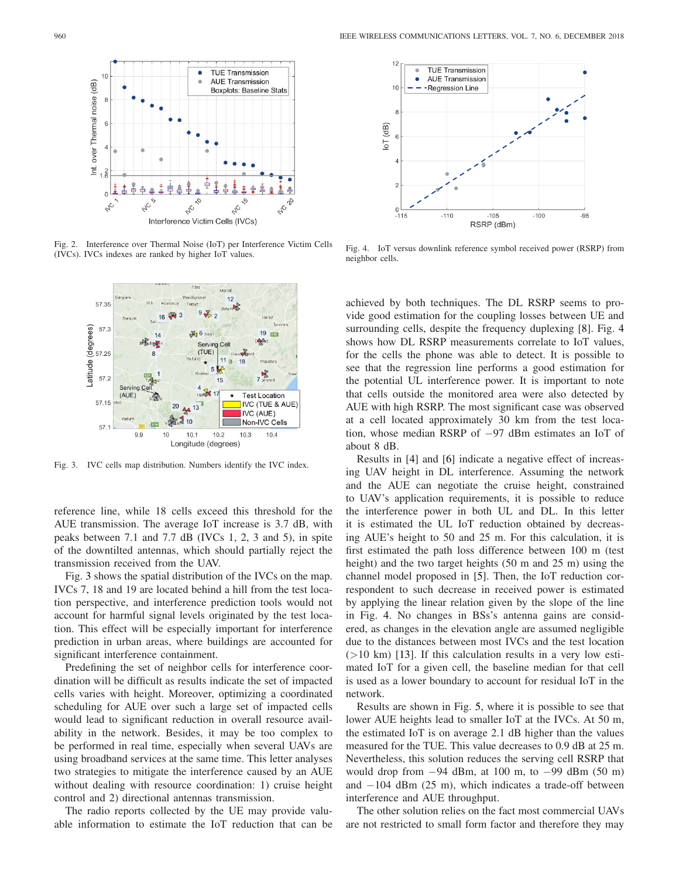Fig. 2. Interference over Thermal Noise (IoT) per Interference Victim Cells (IVCs). IVCs indexes are ranked by higher IoT values.

Fig. 3. IVC cells map distribution. Numbers identify the IVC index.

reference line, while 18 cells exceed this threshold for the AUE transmission. The average IoT increase is 3.7 dB, with peaks between 7.1 and 7.7 dB (IVCs 1, 2, 3 and 5), in spite of the downtilted antennas, which should partially reject the transmission received from the UAV.

Fig. 3 shows the spatial distribution of the IVCs on the map. IVCs 7, 18 and 19 are located behind a hill from the test location perspective, and interference prediction tools would not account for harmful signal levels originated by the test location. This effect will be especially important for interference prediction in urban areas, where buildings are accounted for significant interference containment.

Predefining the set of neighbor cells for interference coordination will be difficult as results indicate the set of impacted cells varies with height. Moreover, optimizing a coordinated scheduling for AUE over such a large set of impacted cells would lead to significant reduction in overall resource availability in the network. Besides, it may be too complex to be performed in real time, especially when several UAVs are using broadband services at the same time. This letter analyses two strategies to mitigate the interference caused by an AUE without dealing with resource coordination: 1) cruise height control and 2) directional antennas transmission.

The radio reports collected by the UE may provide valuable information to estimate the IoT reduction that can be achieved by both techniques. The DL RSRP seems to provide good estimation for the coupling losses between UE and surrounding cells, despite the frequency duplexing [8]. Fig. 4 shows how DL RSRP measurements correlate to IoT values, for the cells the phone was able to detect. It is possible to see that the regression line performs a good estimation for the potential UL interference power. It is important to note that cells outside the monitored area were also detected by AUE with high RSRP. The most significant case was observed at a cell located approximately 30 km from the test location, whose median RSRP of −97 dBm estimates an IoT of about 8 dB.

Fig. 4. IoT versus downlink reference symbol received power (RSRP) from neighbor cells.

Results in [4] and [6] indicate a negative effect of increasing UAV height in DL interference. Assuming the network and the AUE can negotiate the cruise height, constrained to UAV's application requirements, it is possible to reduce the interference power in both UL and DL. In this letter it is estimated the UL IoT reduction obtained by decreasing AUE's height to 50 and 25 m. For this calculation, it is first estimated the path loss difference between 100 m (test height) and the two target heights (50 m and 25 m) using the channel model proposed in [5]. Then, the IoT reduction correspondent to such decrease in received power is estimated by applying the linear relation given by the slope of the line in Fig. 4. No changes in BSs's antenna gains are considered, as changes in the elevation angle are assumed negligible due to the distances between most IVCs and the test location (>10 km) [13]. If this calculation results in a very low estimated IoT for a given cell, the baseline median for that cell is used as a lower boundary to account for residual IoT in the network.

Results are shown in Fig. 5, where it is possible to see that lower AUE heights lead to smaller IoT at the IVCs. At 50 m, the estimated IoT is on average 2.1 dB higher than the values measured for the TUE. This value decreases to 0.9 dB at 25 m. Nevertheless, this solution reduces the serving cell RSRP that would drop from −94 dBm, at 100 m, to −99 dBm (50 m) and −104 dBm (25 m), which indicates a trade-off between interference and AUE throughput.

The other solution relies on the fact most commercial UAVs are not restricted to small form factor and therefore they may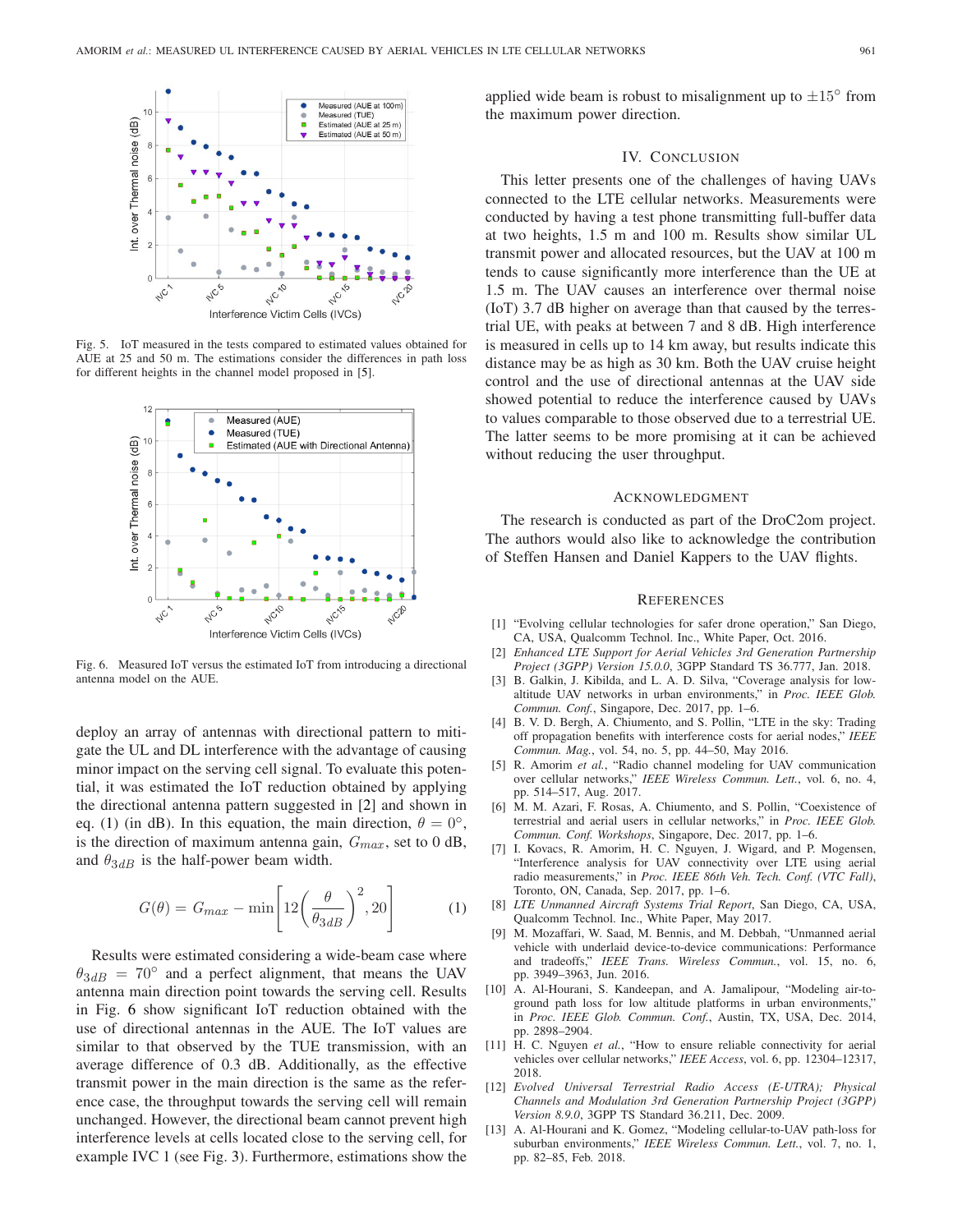10
8
6
4
2
0
Int. over Thermal noise (dB)
IVC1
IVC5
IVC10
IVC15
IVC20
Interference Victim Cells (IVCs)
Measured (AUE at 100m)
Measured (TUE)
Estimated (AUE at 25 m)
Estimated (AUE at 50 m)

Fig. 5. IoT measured in the tests compared to estimated values obtained for AUE at 25 and 50 m. The estimations consider the differences in path loss for different heights in the channel model proposed in [5].

12
10
8
6
4
2
0
Int. over Thermal noise (dB)
IVC1
IVC5
IVC10
IVC15
IVC20
Interference Victim Cells (IVCs)
Measured (AUE)
Measured (TUE)
Estimated (AUE with Directional Antenna)

Fig. 6. Measured IoT versus the estimated IoT from introducing a directional antenna model on the AUE.

deploy an array of antennas with directional pattern to mitigate the UL and DL interference with the advantage of causing minor impact on the serving cell signal. To evaluate this potential, it was estimated the IoT reduction obtained by applying the directional antenna pattern suggested in [2] and shown in eq. (1) (in dB). In this equation, the main direction, $\theta = 0°$, is the direction of maximum antenna gain, $G_{max}$, set to 0 dB, and $\theta_{3dB}$ is the half-power beam width.

$$G(\theta) = G_{max} - \min\left[12\left(\frac{\theta}{\theta_{3dB}}\right)^2, 20\right] \tag{1}$$

Results were estimated considering a wide-beam case where $\theta_{3dB} = 70°$ and a perfect alignment, that means the UAV antenna main direction point towards the serving cell. Results in Fig. 6 show significant IoT reduction obtained with the use of directional antennas in the AUE. The IoT values are similar to that observed by the TUE transmission, with an average difference of 0.3 dB. Additionally, as the effective transmit power in the main direction is the same as the reference case, the throughput towards the serving cell will remain unchanged. However, the directional beam cannot prevent high interference levels at cells located close to the serving cell, for example IVC 1 (see Fig. 3). Furthermore, estimations show the applied wide beam is robust to misalignment up to $\pm 15°$ from the maximum power direction.

## IV. Conclusion

This letter presents one of the challenges of having UAVs connected to the LTE cellular networks. Measurements were conducted by having a test phone transmitting full-buffer data at two heights, 1.5 m and 100 m. Results show similar UL transmit power and allocated resources, but the UAV at 100 m tends to cause significantly more interference than the UE at 1.5 m. The UAV causes an interference over thermal noise (IoT) 3.7 dB higher on average than that caused by the terrestrial UE, with peaks at between 7 and 8 dB. High interference is measured in cells up to 14 km away, but results indicate this distance may be as high as 30 km. Both the UAV cruise height control and the use of directional antennas at the UAV side showed potential to reduce the interference caused by UAVs to values comparable to those observed due to a terrestrial UE. The latter seems to be more promising at it can be achieved without reducing the user throughput.

## Acknowledgment

The research is conducted as part of the DroC2om project. The authors would also like to acknowledge the contribution of Steffen Hansen and Daniel Kappers to the UAV flights.

## References

[1] "Evolving cellular technologies for safer drone operation," San Diego, CA, USA, Qualcomm Technol. Inc., White Paper, Oct. 2016.

[2] *Enhanced LTE Support for Aerial Vehicles 3rd Generation Partnership Project (3GPP) Version 15.0.0*, 3GPP Standard TS 36.777, Jan. 2018.

[3] B. Galkin, J. Kibilda, and L. A. D. Silva, "Coverage analysis for low-altitude UAV networks in urban environments," in *Proc. IEEE Glob. Commun. Conf.*, Singapore, Dec. 2017, pp. 1–6.

[4] B. V. D. Bergh, A. Chiumento, and S. Pollin, "LTE in the sky: Trading off propagation benefits with interference costs for aerial nodes," *IEEE Commun. Mag.*, vol. 54, no. 5, pp. 44–50, May 2016.

[5] R. Amorim *et al.*, "Radio channel modeling for UAV communication over cellular networks," *IEEE Wireless Commun. Lett.*, vol. 6, no. 4, pp. 514–517, Aug. 2017.

[6] M. M. Azari, F. Rosas, A. Chiumento, and S. Pollin, "Coexistence of terrestrial and aerial users in cellular networks," in *Proc. IEEE Glob. Commun. Conf. Workshops*, Singapore, Dec. 2017, pp. 1–6.

[7] I. Kovacs, R. Amorim, H. C. Nguyen, J. Wigard, and P. Mogensen, "Interference analysis for UAV connectivity over LTE using aerial radio measurements," in *Proc. IEEE 86th Veh. Tech. Conf. (VTC Fall)*, Toronto, ON, Canada, Sep. 2017, pp. 1–6.

[8] *LTE Unmanned Aircraft Systems Trial Report*, San Diego, CA, USA, Qualcomm Technol. Inc., White Paper, May 2017.

[9] M. Mozaffari, W. Saad, M. Bennis, and M. Debbah, "Unmanned aerial vehicle with underlaid device-to-device communications: Performance and tradeoffs," *IEEE Trans. Wireless Commun.*, vol. 15, no. 6, pp. 3949–3963, Jun. 2016.

[10] A. Al-Hourani, S. Kandeepan, and A. Jamalipour, "Modeling air-to-ground path loss for low altitude platforms in urban environments," in *Proc. IEEE Glob. Commun. Conf.*, Austin, TX, USA, Dec. 2014, pp. 2898–2904.

[11] H. C. Nguyen *et al.*, "How to ensure reliable connectivity for aerial vehicles over cellular networks," *IEEE Access*, vol. 6, pp. 12304–12317, 2018.

[12] *Evolved Universal Terrestrial Radio Access (E-UTRA); Physical Channels and Modulation 3rd Generation Partnership Project (3GPP) Version 8.9.0*, 3GPP TS Standard 36.211, Dec. 2009.

[13] A. Al-Hourani and K. Gomez, "Modeling cellular-to-UAV path-loss for suburban environments," *IEEE Wireless Commun. Lett.*, vol. 7, no. 1, pp. 82–85, Feb. 2018.